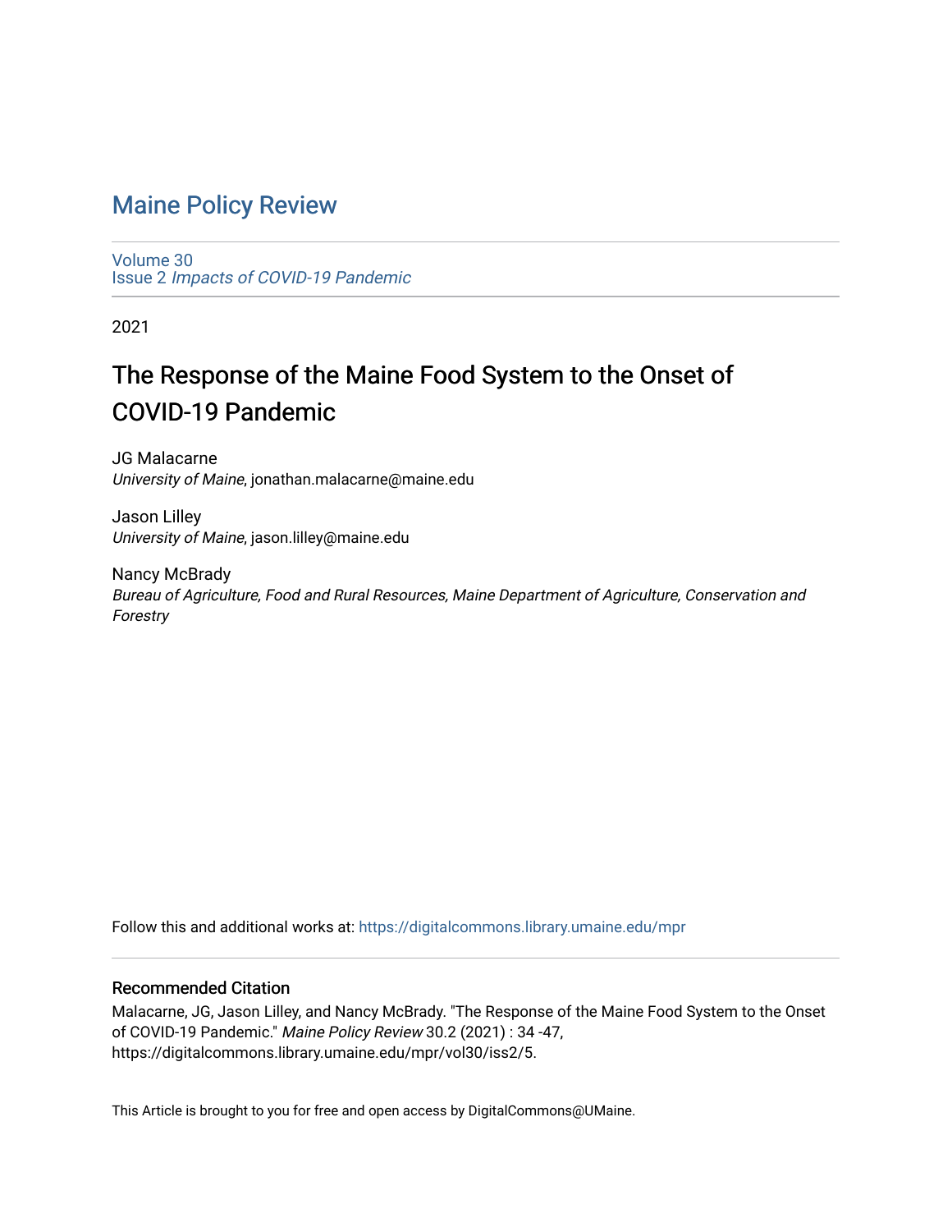# Maine Policy Review

Volume 30
Issue 2 *Impacts of COVID-19 Pandemic*

2021

## The Response of the Maine Food System to the Onset of COVID-19 Pandemic

JG Malacarne
*University of Maine*, jonathan.malacarne@maine.edu

Jason Lilley
*University of Maine*, jason.lilley@maine.edu

Nancy McBrady
*Bureau of Agriculture, Food and Rural Resources, Maine Department of Agriculture, Conservation and Forestry*

Follow this and additional works at: https://digitalcommons.library.umaine.edu/mpr

### Recommended Citation

Malacarne, JG, Jason Lilley, and Nancy McBrady. "The Response of the Maine Food System to the Onset of COVID-19 Pandemic." *Maine Policy Review* 30.2 (2021) : 34 -47, https://digitalcommons.library.umaine.edu/mpr/vol30/iss2/5.

This Article is brought to you for free and open access by DigitalCommons@UMaine.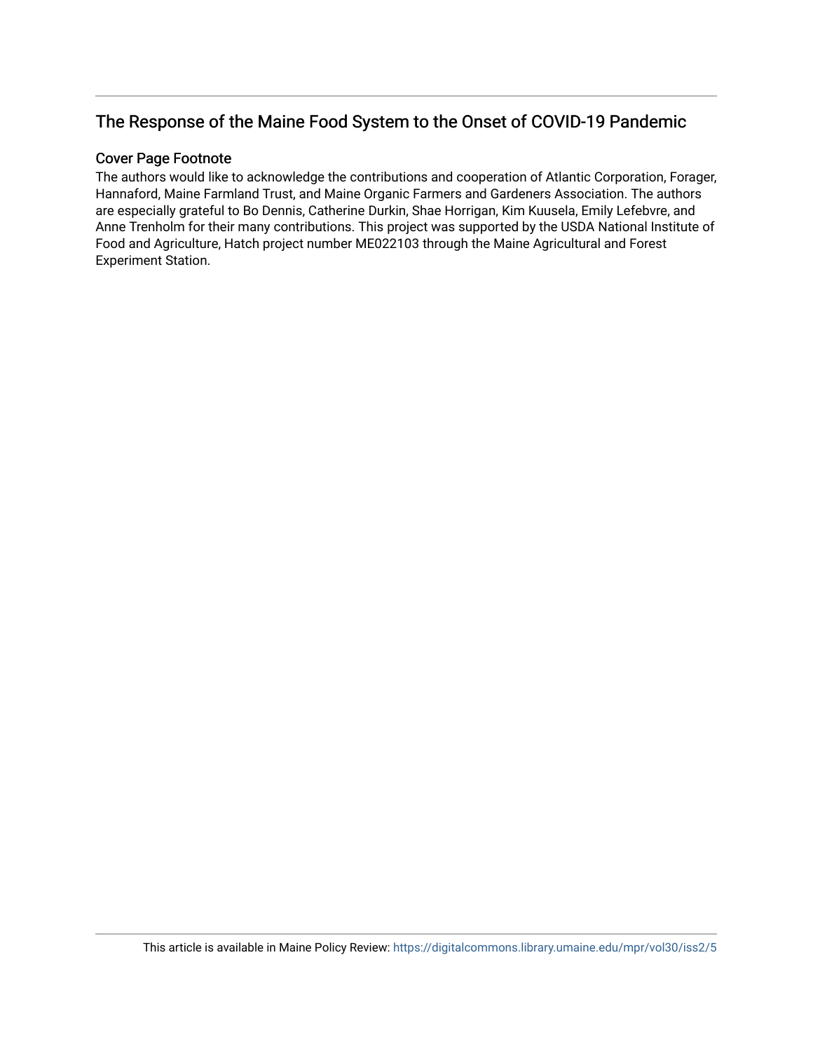## The Response of the Maine Food System to the Onset of COVID-19 Pandemic

### Cover Page Footnote

The authors would like to acknowledge the contributions and cooperation of Atlantic Corporation, Forager, Hannaford, Maine Farmland Trust, and Maine Organic Farmers and Gardeners Association. The authors are especially grateful to Bo Dennis, Catherine Durkin, Shae Horrigan, Kim Kuusela, Emily Lefebvre, and Anne Trenholm for their many contributions. This project was supported by the USDA National Institute of Food and Agriculture, Hatch project number ME022103 through the Maine Agricultural and Forest Experiment Station.

This article is available in Maine Policy Review: https://digitalcommons.library.umaine.edu/mpr/vol30/iss2/5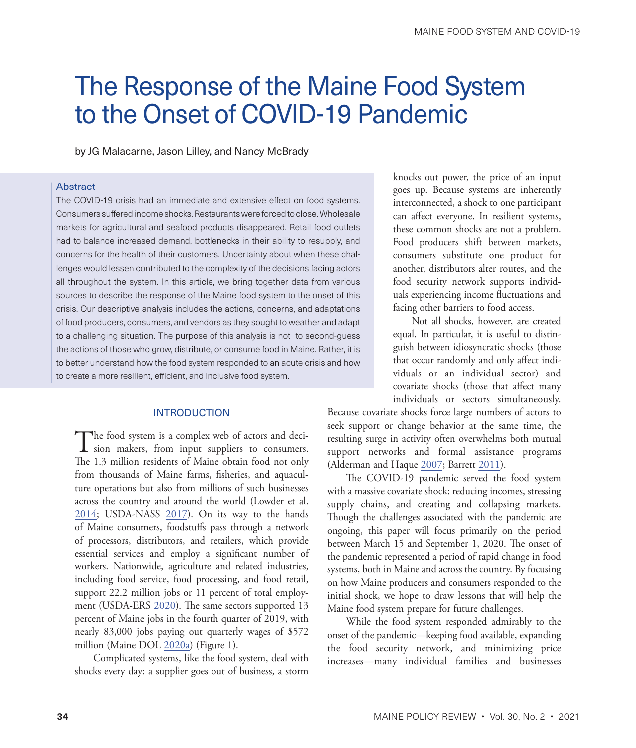# The Response of the Maine Food System to the Onset of COVID-19 Pandemic

by JG Malacarne, Jason Lilley, and Nancy McBrady

## Abstract

The COVID-19 crisis had an immediate and extensive effect on food systems. Consumers suffered income shocks. Restaurants were forced to close. Wholesale markets for agricultural and seafood products disappeared. Retail food outlets had to balance increased demand, bottlenecks in their ability to resupply, and concerns for the health of their customers. Uncertainty about when these challenges would lessen contributed to the complexity of the decisions facing actors all throughout the system. In this article, we bring together data from various sources to describe the response of the Maine food system to the onset of this crisis. Our descriptive analysis includes the actions, concerns, and adaptations of food producers, consumers, and vendors as they sought to weather and adapt to a challenging situation. The purpose of this analysis is not to second-guess the actions of those who grow, distribute, or consume food in Maine. Rather, it is to better understand how the food system responded to an acute crisis and how to create a more resilient, efficient, and inclusive food system.

## INTRODUCTION

The food system is a complex web of actors and decision makers, from input suppliers to consumers. The 1.3 million residents of Maine obtain food not only from thousands of Maine farms, fisheries, and aquaculture operations but also from millions of such businesses across the country and around the world (Lowder et al. 2014; USDA-NASS 2017). On its way to the hands of Maine consumers, foodstuffs pass through a network of processors, distributors, and retailers, which provide essential services and employ a significant number of workers. Nationwide, agriculture and related industries, including food service, food processing, and food retail, support 22.2 million jobs or 11 percent of total employment (USDA-ERS 2020). The same sectors supported 13 percent of Maine jobs in the fourth quarter of 2019, with nearly 83,000 jobs paying out quarterly wages of $572 million (Maine DOL 2020a) (Figure 1).

Complicated systems, like the food system, deal with shocks every day: a supplier goes out of business, a storm knocks out power, the price of an input goes up. Because systems are inherently interconnected, a shock to one participant can affect everyone. In resilient systems, these common shocks are not a problem. Food producers shift between markets, consumers substitute one product for another, distributors alter routes, and the food security network supports individuals experiencing income fluctuations and facing other barriers to food access.

Not all shocks, however, are created equal. In particular, it is useful to distinguish between idiosyncratic shocks (those that occur randomly and only affect individuals or an individual sector) and covariate shocks (those that affect many individuals or sectors simultaneously. Because covariate shocks force large numbers of actors to seek support or change behavior at the same time, the resulting surge in activity often overwhelms both mutual support networks and formal assistance programs (Alderman and Haque 2007; Barrett 2011).

The COVID-19 pandemic served the food system with a massive covariate shock: reducing incomes, stressing supply chains, and creating and collapsing markets. Though the challenges associated with the pandemic are ongoing, this paper will focus primarily on the period between March 15 and September 1, 2020. The onset of the pandemic represented a period of rapid change in food systems, both in Maine and across the country. By focusing on how Maine producers and consumers responded to the initial shock, we hope to draw lessons that will help the Maine food system prepare for future challenges.

While the food system responded admirably to the onset of the pandemic—keeping food available, expanding the food security network, and minimizing price increases—many individual families and businesses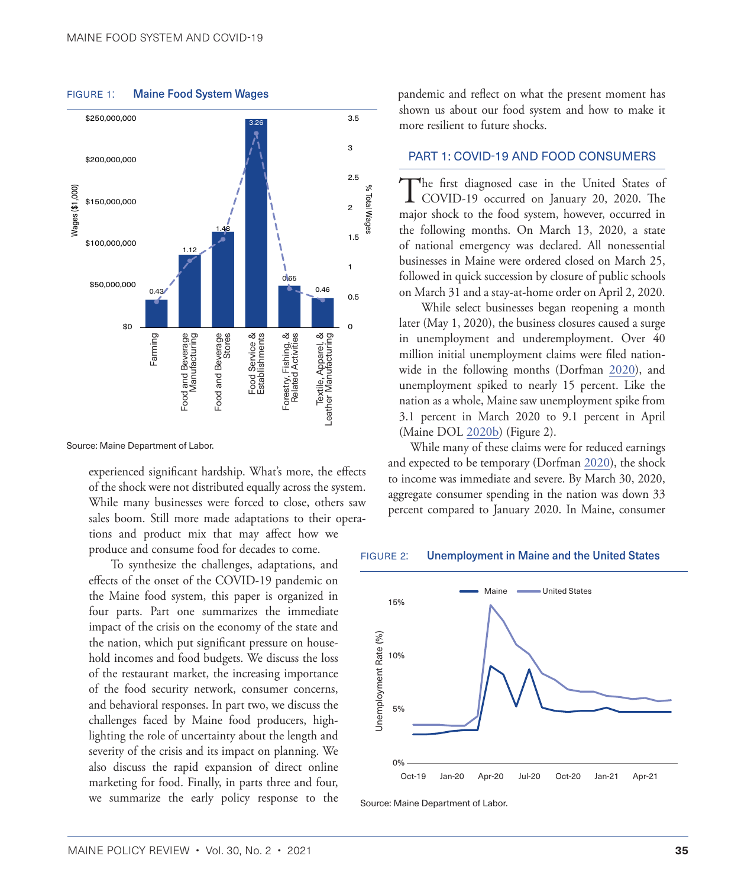FIGURE 1: Maine Food System Wages

Source: Maine Department of Labor.

experienced significant hardship. What's more, the effects of the shock were not distributed equally across the system. While many businesses were forced to close, others saw sales boom. Still more made adaptations to their operations and product mix that may affect how we produce and consume food for decades to come.

To synthesize the challenges, adaptations, and effects of the onset of the COVID-19 pandemic on the Maine food system, this paper is organized in four parts. Part one summarizes the immediate impact of the crisis on the economy of the state and the nation, which put significant pressure on household incomes and food budgets. We discuss the loss of the restaurant market, the increasing importance of the food security network, consumer concerns, and behavioral responses. In part two, we discuss the challenges faced by Maine food producers, highlighting the role of uncertainty about the length and severity of the crisis and its impact on planning. We also discuss the rapid expansion of direct online marketing for food. Finally, in parts three and four, we summarize the early policy response to the pandemic and reflect on what the present moment has shown us about our food system and how to make it more resilient to future shocks.

## PART 1: COVID-19 AND FOOD CONSUMERS

The first diagnosed case in the United States of COVID-19 occurred on January 20, 2020. The major shock to the food system, however, occurred in the following months. On March 13, 2020, a state of national emergency was declared. All nonessential businesses in Maine were ordered closed on March 25, followed in quick succession by closure of public schools on March 31 and a stay-at-home order on April 2, 2020.

While select businesses began reopening a month later (May 1, 2020), the business closures caused a surge in unemployment and underemployment. Over 40 million initial unemployment claims were filed nationwide in the following months (Dorfman 2020), and unemployment spiked to nearly 15 percent. Like the nation as a whole, Maine saw unemployment spike from 3.1 percent in March 2020 to 9.1 percent in April (Maine DOL 2020b) (Figure 2).

While many of these claims were for reduced earnings and expected to be temporary (Dorfman 2020), the shock to income was immediate and severe. By March 30, 2020, aggregate consumer spending in the nation was down 33 percent compared to January 2020. In Maine, consumer

FIGURE 2: Unemployment in Maine and the United States

Source: Maine Department of Labor.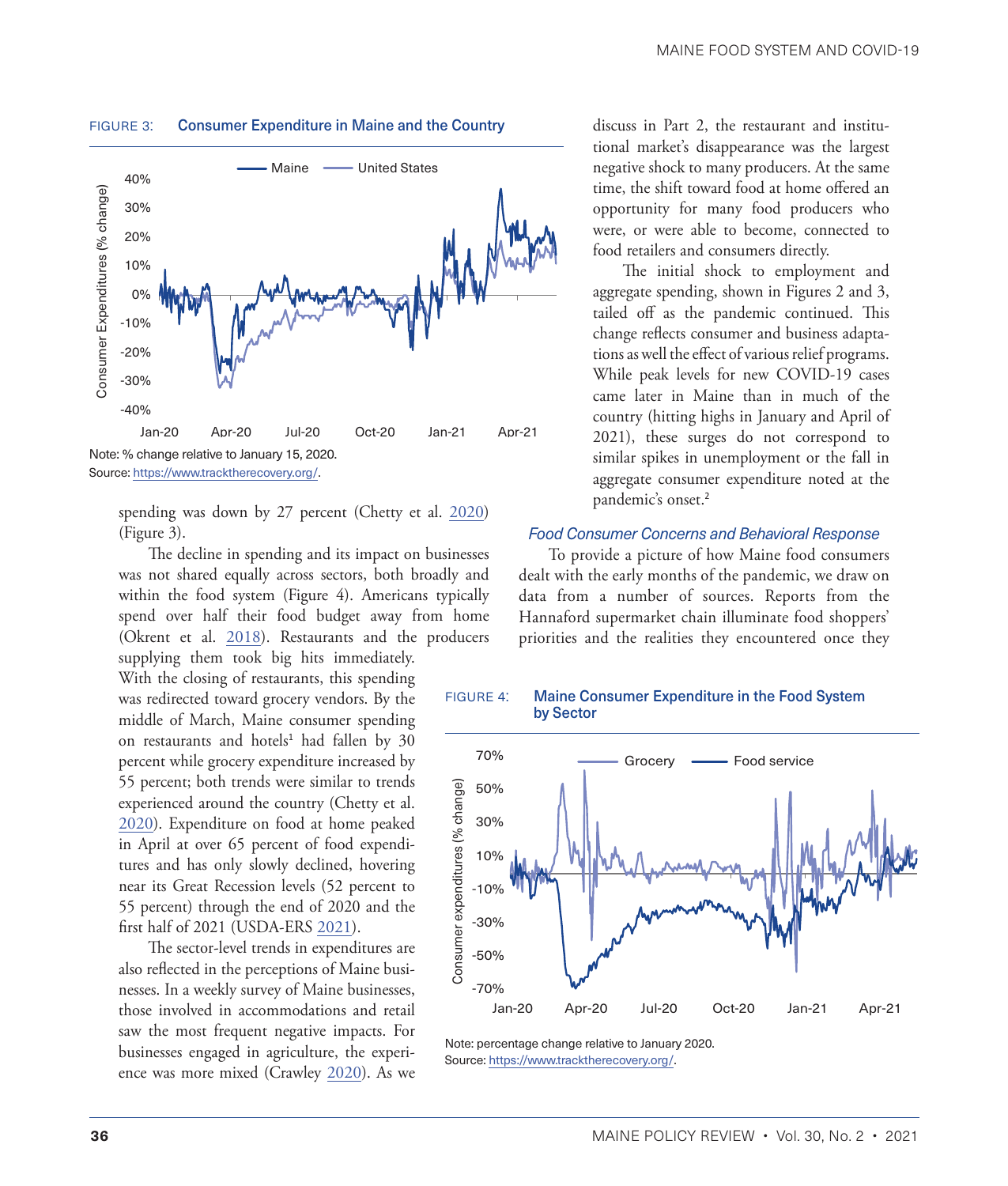FIGURE 3: **Consumer Expenditure in Maine and the Country**

Note: % change relative to January 15, 2020.
Source: https://www.tracktherecovery.org/.

spending was down by 27 percent (Chetty et al. 2020) (Figure 3).

The decline in spending and its impact on businesses was not shared equally across sectors, both broadly and within the food system (Figure 4). Americans typically spend over half their food budget away from home (Okrent et al. 2018). Restaurants and the producers supplying them took big hits immediately. With the closing of restaurants, this spending was redirected toward grocery vendors. By the middle of March, Maine consumer spending on restaurants and hotels[1] had fallen by 30 percent while grocery expenditure increased by 55 percent; both trends were similar to trends experienced around the country (Chetty et al. 2020). Expenditure on food at home peaked in April at over 65 percent of food expenditures and has only slowly declined, hovering near its Great Recession levels (52 percent to 55 percent) through the end of 2020 and the first half of 2021 (USDA-ERS 2021).

The sector-level trends in expenditures are also reflected in the perceptions of Maine businesses. In a weekly survey of Maine businesses, those involved in accommodations and retail saw the most frequent negative impacts. For businesses engaged in agriculture, the experience was more mixed (Crawley 2020). As we discuss in Part 2, the restaurant and institutional market's disappearance was the largest negative shock to many producers. At the same time, the shift toward food at home offered an opportunity for many food producers who were, or were able to become, connected to food retailers and consumers directly.

The initial shock to employment and aggregate spending, shown in Figures 2 and 3, tailed off as the pandemic continued. This change reflects consumer and business adaptations as well the effect of various relief programs. While peak levels for new COVID-19 cases came later in Maine than in much of the country (hitting highs in January and April of 2021), these surges do not correspond to similar spikes in unemployment or the fall in aggregate consumer expenditure noted at the pandemic's onset.[2]

### *Food Consumer Concerns and Behavioral Response*

To provide a picture of how Maine food consumers dealt with the early months of the pandemic, we draw on data from a number of sources. Reports from the Hannaford supermarket chain illuminate food shoppers' priorities and the realities they encountered once they

FIGURE 4: **Maine Consumer Expenditure in the Food System by Sector**

Note: percentage change relative to January 2020.
Source: https://www.tracktherecovery.org/.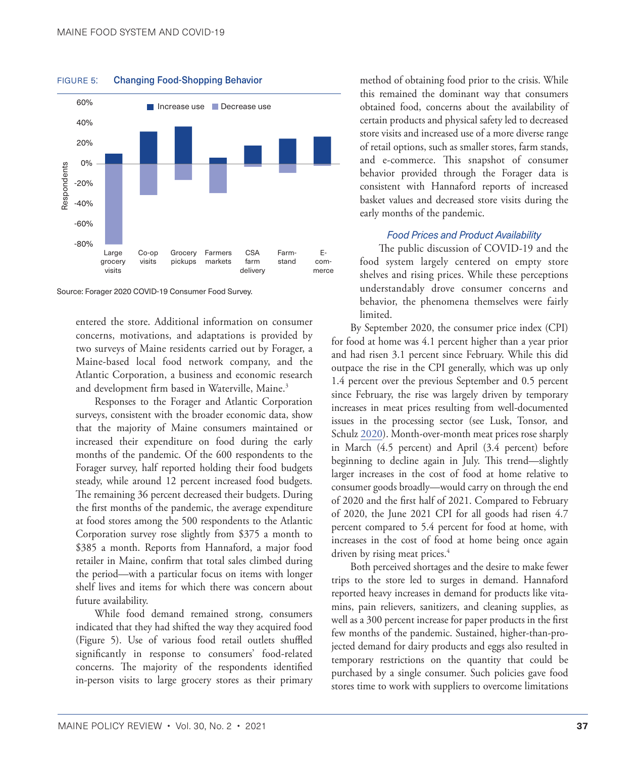FIGURE 5: **Changing Food-Shopping Behavior**

Source: Forager 2020 COVID-19 Consumer Food Survey.

entered the store. Additional information on consumer concerns, motivations, and adaptations is provided by two surveys of Maine residents carried out by Forager, a Maine-based local food network company, and the Atlantic Corporation, a business and economic research and development firm based in Waterville, Maine.[3]

Responses to the Forager and Atlantic Corporation surveys, consistent with the broader economic data, show that the majority of Maine consumers maintained or increased their expenditure on food during the early months of the pandemic. Of the 600 respondents to the Forager survey, half reported holding their food budgets steady, while around 12 percent increased food budgets. The remaining 36 percent decreased their budgets. During the first months of the pandemic, the average expenditure at food stores among the 500 respondents to the Atlantic Corporation survey rose slightly from $375 a month to $385 a month. Reports from Hannaford, a major food retailer in Maine, confirm that total sales climbed during the period—with a particular focus on items with longer shelf lives and items for which there was concern about future availability.

While food demand remained strong, consumers indicated that they had shifted the way they acquired food (Figure 5). Use of various food retail outlets shuffled significantly in response to consumers' food-related concerns. The majority of the respondents identified in-person visits to large grocery stores as their primary method of obtaining food prior to the crisis. While this remained the dominant way that consumers obtained food, concerns about the availability of certain products and physical safety led to decreased store visits and increased use of a more diverse range of retail options, such as smaller stores, farm stands, and e-commerce. This snapshot of consumer behavior provided through the Forager data is consistent with Hannaford reports of increased basket values and decreased store visits during the early months of the pandemic.

### *Food Prices and Product Availability*

The public discussion of COVID-19 and the food system largely centered on empty store shelves and rising prices. While these perceptions understandably drove consumer concerns and behavior, the phenomena themselves were fairly limited.

By September 2020, the consumer price index (CPI) for food at home was 4.1 percent higher than a year prior and had risen 3.1 percent since February. While this did outpace the rise in the CPI generally, which was up only 1.4 percent over the previous September and 0.5 percent since February, the rise was largely driven by temporary increases in meat prices resulting from well-documented issues in the processing sector (see Lusk, Tonsor, and Schulz 2020). Month-over-month meat prices rose sharply in March (4.5 percent) and April (3.4 percent) before beginning to decline again in July. This trend—slightly larger increases in the cost of food at home relative to consumer goods broadly—would carry on through the end of 2020 and the first half of 2021. Compared to February of 2020, the June 2021 CPI for all goods had risen 4.7 percent compared to 5.4 percent for food at home, with increases in the cost of food at home being once again driven by rising meat prices.[4]

Both perceived shortages and the desire to make fewer trips to the store led to surges in demand. Hannaford reported heavy increases in demand for products like vitamins, pain relievers, sanitizers, and cleaning supplies, as well as a 300 percent increase for paper products in the first few months of the pandemic. Sustained, higher-than-projected demand for dairy products and eggs also resulted in temporary restrictions on the quantity that could be purchased by a single consumer. Such policies gave food stores time to work with suppliers to overcome limitations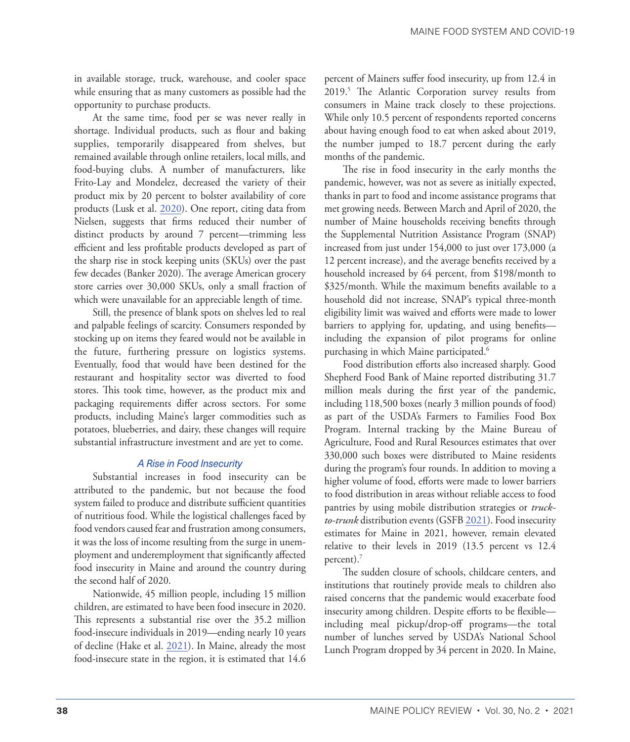in available storage, truck, warehouse, and cooler space while ensuring that as many customers as possible had the opportunity to purchase products.

At the same time, food per se was never really in shortage. Individual products, such as flour and baking supplies, temporarily disappeared from shelves, but remained available through online retailers, local mills, and food-buying clubs. A number of manufacturers, like Frito-Lay and Mondelez, decreased the variety of their product mix by 20 percent to bolster availability of core products (Lusk et al. 2020). One report, citing data from Nielsen, suggests that firms reduced their number of distinct products by around 7 percent—trimming less efficient and less profitable products developed as part of the sharp rise in stock keeping units (SKUs) over the past few decades (Banker 2020). The average American grocery store carries over 30,000 SKUs, only a small fraction of which were unavailable for an appreciable length of time.

Still, the presence of blank spots on shelves led to real and palpable feelings of scarcity. Consumers responded by stocking up on items they feared would not be available in the future, furthering pressure on logistics systems. Eventually, food that would have been destined for the restaurant and hospitality sector was diverted to food stores. This took time, however, as the product mix and packaging requirements differ across sectors. For some products, including Maine's larger commodities such as potatoes, blueberries, and dairy, these changes will require substantial infrastructure investment and are yet to come.

### *A Rise in Food Insecurity*

Substantial increases in food insecurity can be attributed to the pandemic, but not because the food system failed to produce and distribute sufficient quantities of nutritious food. While the logistical challenges faced by food vendors caused fear and frustration among consumers, it was the loss of income resulting from the surge in unemployment and underemployment that significantly affected food insecurity in Maine and around the country during the second half of 2020.

Nationwide, 45 million people, including 15 million children, are estimated to have been food insecure in 2020. This represents a substantial rise over the 35.2 million food-insecure individuals in 2019—ending nearly 10 years of decline (Hake et al. 2021). In Maine, already the most food-insecure state in the region, it is estimated that 14.6 percent of Mainers suffer food insecurity, up from 12.4 in 2019.[5] The Atlantic Corporation survey results from consumers in Maine track closely to these projections. While only 10.5 percent of respondents reported concerns about having enough food to eat when asked about 2019, the number jumped to 18.7 percent during the early months of the pandemic.

The rise in food insecurity in the early months the pandemic, however, was not as severe as initially expected, thanks in part to food and income assistance programs that met growing needs. Between March and April of 2020, the number of Maine households receiving benefits through the Supplemental Nutrition Assistance Program (SNAP) increased from just under 154,000 to just over 173,000 (a 12 percent increase), and the average benefits received by a household increased by 64 percent, from $198/month to $325/month. While the maximum benefits available to a household did not increase, SNAP's typical three-month eligibility limit was waived and efforts were made to lower barriers to applying for, updating, and using benefits—including the expansion of pilot programs for online purchasing in which Maine participated.[6]

Food distribution efforts also increased sharply. Good Shepherd Food Bank of Maine reported distributing 31.7 million meals during the first year of the pandemic, including 118,500 boxes (nearly 3 million pounds of food) as part of the USDA's Farmers to Families Food Box Program. Internal tracking by the Maine Bureau of Agriculture, Food and Rural Resources estimates that over 330,000 such boxes were distributed to Maine residents during the program's four rounds. In addition to moving a higher volume of food, efforts were made to lower barriers to food distribution in areas without reliable access to food pantries by using mobile distribution strategies or *truck-to-trunk* distribution events (GSFB 2021). Food insecurity estimates for Maine in 2021, however, remain elevated relative to their levels in 2019 (13.5 percent vs 12.4 percent).[7]

The sudden closure of schools, childcare centers, and institutions that routinely provide meals to children also raised concerns that the pandemic would exacerbate food insecurity among children. Despite efforts to be flexible—including meal pickup/drop-off programs—the total number of lunches served by USDA's National School Lunch Program dropped by 34 percent in 2020. In Maine,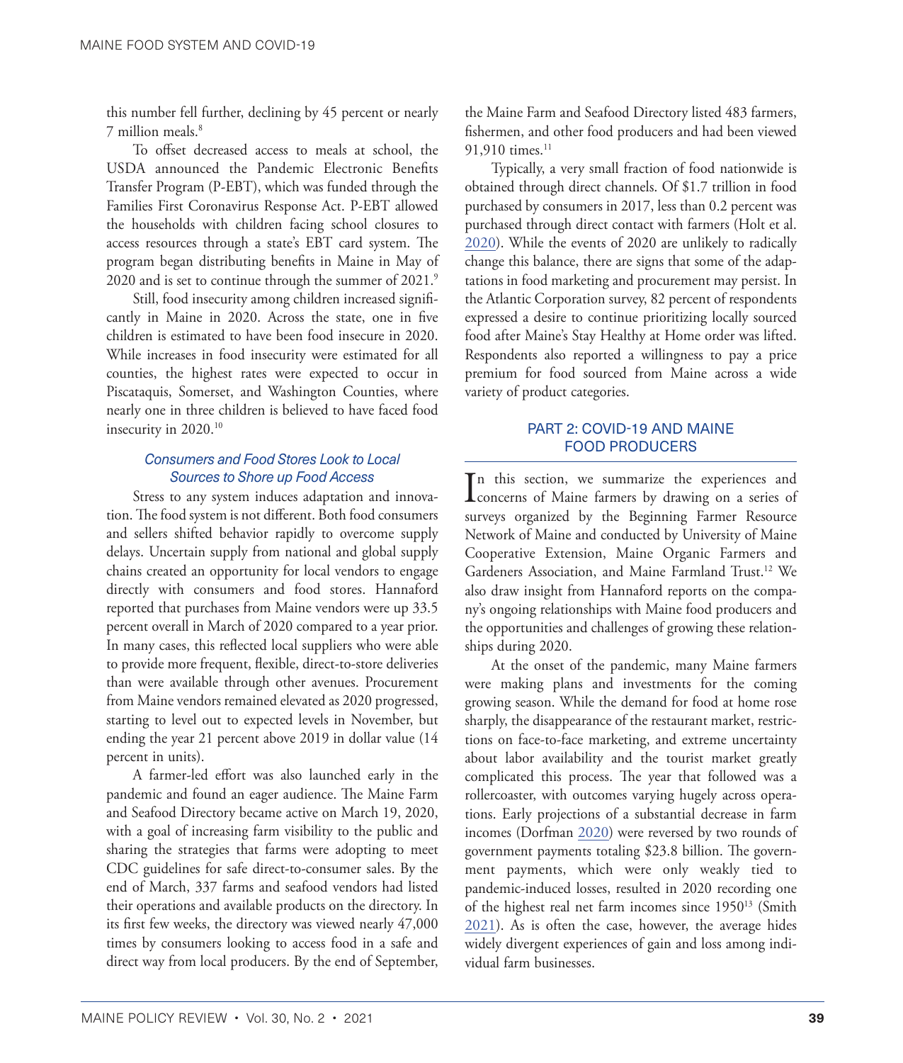this number fell further, declining by 45 percent or nearly 7 million meals.[8]

To offset decreased access to meals at school, the USDA announced the Pandemic Electronic Benefits Transfer Program (P-EBT), which was funded through the Families First Coronavirus Response Act. P-EBT allowed the households with children facing school closures to access resources through a state's EBT card system. The program began distributing benefits in Maine in May of 2020 and is set to continue through the summer of 2021.[9]

Still, food insecurity among children increased significantly in Maine in 2020. Across the state, one in five children is estimated to have been food insecure in 2020. While increases in food insecurity were estimated for all counties, the highest rates were expected to occur in Piscataquis, Somerset, and Washington Counties, where nearly one in three children is believed to have faced food insecurity in 2020.[10]

### *Consumers and Food Stores Look to Local Sources to Shore up Food Access*

Stress to any system induces adaptation and innovation. The food system is not different. Both food consumers and sellers shifted behavior rapidly to overcome supply delays. Uncertain supply from national and global supply chains created an opportunity for local vendors to engage directly with consumers and food stores. Hannaford reported that purchases from Maine vendors were up 33.5 percent overall in March of 2020 compared to a year prior. In many cases, this reflected local suppliers who were able to provide more frequent, flexible, direct-to-store deliveries than were available through other avenues. Procurement from Maine vendors remained elevated as 2020 progressed, starting to level out to expected levels in November, but ending the year 21 percent above 2019 in dollar value (14 percent in units).

A farmer-led effort was also launched early in the pandemic and found an eager audience. The Maine Farm and Seafood Directory became active on March 19, 2020, with a goal of increasing farm visibility to the public and sharing the strategies that farms were adopting to meet CDC guidelines for safe direct-to-consumer sales. By the end of March, 337 farms and seafood vendors had listed their operations and available products on the directory. In its first few weeks, the directory was viewed nearly 47,000 times by consumers looking to access food in a safe and direct way from local producers. By the end of September, the Maine Farm and Seafood Directory listed 483 farmers, fishermen, and other food producers and had been viewed 91,910 times.[11]

Typically, a very small fraction of food nationwide is obtained through direct channels. Of $1.7 trillion in food purchased by consumers in 2017, less than 0.2 percent was purchased through direct contact with farmers (Holt et al. 2020). While the events of 2020 are unlikely to radically change this balance, there are signs that some of the adaptations in food marketing and procurement may persist. In the Atlantic Corporation survey, 82 percent of respondents expressed a desire to continue prioritizing locally sourced food after Maine's Stay Healthy at Home order was lifted. Respondents also reported a willingness to pay a price premium for food sourced from Maine across a wide variety of product categories.

## PART 2: COVID-19 AND MAINE FOOD PRODUCERS

In this section, we summarize the experiences and concerns of Maine farmers by drawing on a series of surveys organized by the Beginning Farmer Resource Network of Maine and conducted by University of Maine Cooperative Extension, Maine Organic Farmers and Gardeners Association, and Maine Farmland Trust.[12] We also draw insight from Hannaford reports on the company's ongoing relationships with Maine food producers and the opportunities and challenges of growing these relationships during 2020.

At the onset of the pandemic, many Maine farmers were making plans and investments for the coming growing season. While the demand for food at home rose sharply, the disappearance of the restaurant market, restrictions on face-to-face marketing, and extreme uncertainty about labor availability and the tourist market greatly complicated this process. The year that followed was a rollercoaster, with outcomes varying hugely across operations. Early projections of a substantial decrease in farm incomes (Dorfman 2020) were reversed by two rounds of government payments totaling $23.8 billion. The government payments, which were only weakly tied to pandemic-induced losses, resulted in 2020 recording one of the highest real net farm incomes since 1950[13] (Smith 2021). As is often the case, however, the average hides widely divergent experiences of gain and loss among individual farm businesses.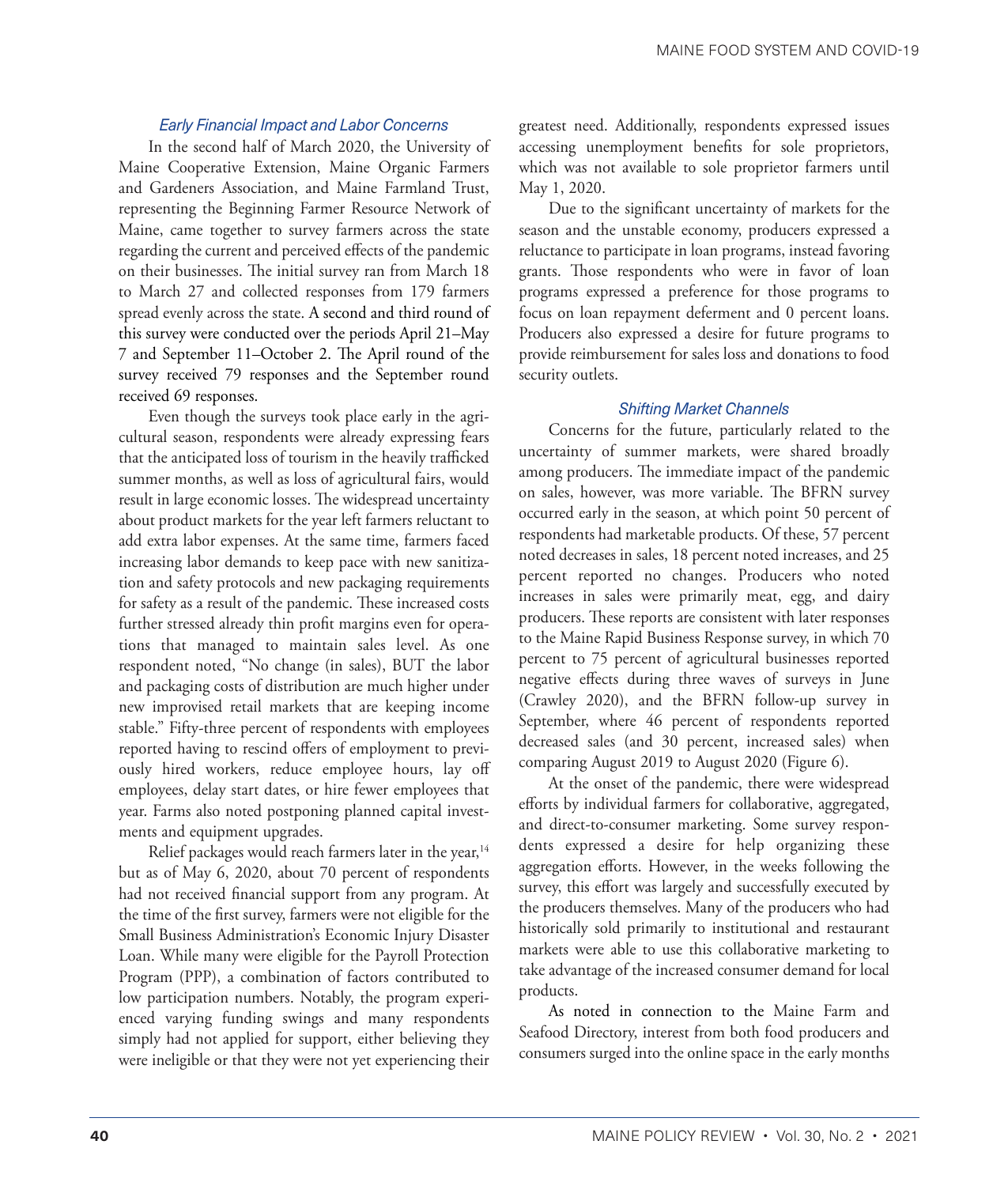### *Early Financial Impact and Labor Concerns*

In the second half of March 2020, the University of Maine Cooperative Extension, Maine Organic Farmers and Gardeners Association, and Maine Farmland Trust, representing the Beginning Farmer Resource Network of Maine, came together to survey farmers across the state regarding the current and perceived effects of the pandemic on their businesses. The initial survey ran from March 18 to March 27 and collected responses from 179 farmers spread evenly across the state. A second and third round of this survey were conducted over the periods April 21–May 7 and September 11–October 2. The April round of the survey received 79 responses and the September round received 69 responses.

Even though the surveys took place early in the agricultural season, respondents were already expressing fears that the anticipated loss of tourism in the heavily trafficked summer months, as well as loss of agricultural fairs, would result in large economic losses. The widespread uncertainty about product markets for the year left farmers reluctant to add extra labor expenses. At the same time, farmers faced increasing labor demands to keep pace with new sanitization and safety protocols and new packaging requirements for safety as a result of the pandemic. These increased costs further stressed already thin profit margins even for operations that managed to maintain sales level. As one respondent noted, "No change (in sales), BUT the labor and packaging costs of distribution are much higher under new improvised retail markets that are keeping income stable." Fifty-three percent of respondents with employees reported having to rescind offers of employment to previously hired workers, reduce employee hours, lay off employees, delay start dates, or hire fewer employees that year. Farms also noted postponing planned capital investments and equipment upgrades.

Relief packages would reach farmers later in the year,[14] but as of May 6, 2020, about 70 percent of respondents had not received financial support from any program. At the time of the first survey, farmers were not eligible for the Small Business Administration's Economic Injury Disaster Loan. While many were eligible for the Payroll Protection Program (PPP), a combination of factors contributed to low participation numbers. Notably, the program experienced varying funding swings and many respondents simply had not applied for support, either believing they were ineligible or that they were not yet experiencing their greatest need. Additionally, respondents expressed issues accessing unemployment benefits for sole proprietors, which was not available to sole proprietor farmers until May 1, 2020.

Due to the significant uncertainty of markets for the season and the unstable economy, producers expressed a reluctance to participate in loan programs, instead favoring grants. Those respondents who were in favor of loan programs expressed a preference for those programs to focus on loan repayment deferment and 0 percent loans. Producers also expressed a desire for future programs to provide reimbursement for sales loss and donations to food security outlets.

### *Shifting Market Channels*

Concerns for the future, particularly related to the uncertainty of summer markets, were shared broadly among producers. The immediate impact of the pandemic on sales, however, was more variable. The BFRN survey occurred early in the season, at which point 50 percent of respondents had marketable products. Of these, 57 percent noted decreases in sales, 18 percent noted increases, and 25 percent reported no changes. Producers who noted increases in sales were primarily meat, egg, and dairy producers. These reports are consistent with later responses to the Maine Rapid Business Response survey, in which 70 percent to 75 percent of agricultural businesses reported negative effects during three waves of surveys in June (Crawley 2020), and the BFRN follow-up survey in September, where 46 percent of respondents reported decreased sales (and 30 percent, increased sales) when comparing August 2019 to August 2020 (Figure 6).

At the onset of the pandemic, there were widespread efforts by individual farmers for collaborative, aggregated, and direct-to-consumer marketing. Some survey respondents expressed a desire for help organizing these aggregation efforts. However, in the weeks following the survey, this effort was largely and successfully executed by the producers themselves. Many of the producers who had historically sold primarily to institutional and restaurant markets were able to use this collaborative marketing to take advantage of the increased consumer demand for local products.

As noted in connection to the Maine Farm and Seafood Directory, interest from both food producers and consumers surged into the online space in the early months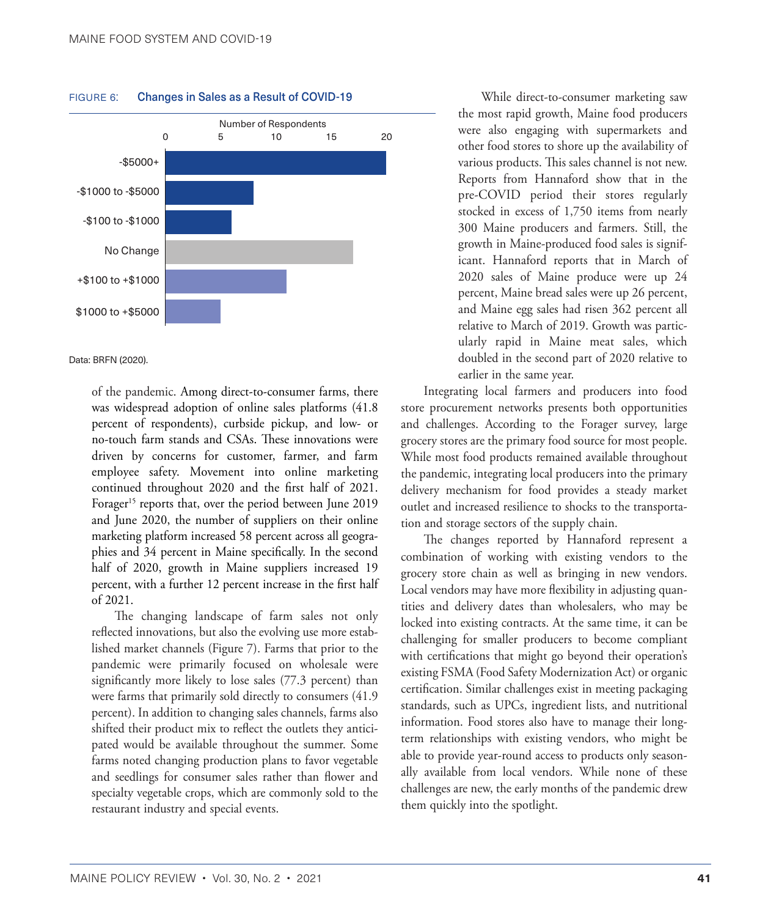FIGURE 6: **Changes in Sales as a Result of COVID-19**

| Change in Sales | Number of Respondents (approx.) |
|---|---|
| -$5000+ | 20 |
| -$1000 to -$5000 | 8 |
| -$100 to -$1000 | 6 |
| No Change | 17 |
| +$100 to +$1000 | 11 |
| $1000 to +$5000 | 5 |

Data: BRFN (2020).

of the pandemic. Among direct-to-consumer farms, there was widespread adoption of online sales platforms (41.8 percent of respondents), curbside pickup, and low- or no-touch farm stands and CSAs. These innovations were driven by concerns for customer, farmer, and farm employee safety. Movement into online marketing continued throughout 2020 and the first half of 2021. Forager[15] reports that, over the period between June 2019 and June 2020, the number of suppliers on their online marketing platform increased 58 percent across all geographies and 34 percent in Maine specifically. In the second half of 2020, growth in Maine suppliers increased 19 percent, with a further 12 percent increase in the first half of 2021.

The changing landscape of farm sales not only reflected innovations, but also the evolving use more established market channels (Figure 7). Farms that prior to the pandemic were primarily focused on wholesale were significantly more likely to lose sales (77.3 percent) than were farms that primarily sold directly to consumers (41.9 percent). In addition to changing sales channels, farms also shifted their product mix to reflect the outlets they anticipated would be available throughout the summer. Some farms noted changing production plans to favor vegetable and seedlings for consumer sales rather than flower and specialty vegetable crops, which are commonly sold to the restaurant industry and special events.

While direct-to-consumer marketing saw the most rapid growth, Maine food producers were also engaging with supermarkets and other food stores to shore up the availability of various products. This sales channel is not new. Reports from Hannaford show that in the pre-COVID period their stores regularly stocked in excess of 1,750 items from nearly 300 Maine producers and farmers. Still, the growth in Maine-produced food sales is significant. Hannaford reports that in March of 2020 sales of Maine produce were up 24 percent, Maine bread sales were up 26 percent, and Maine egg sales had risen 362 percent all relative to March of 2019. Growth was particularly rapid in Maine meat sales, which doubled in the second part of 2020 relative to earlier in the same year.

Integrating local farmers and producers into food store procurement networks presents both opportunities and challenges. According to the Forager survey, large grocery stores are the primary food source for most people. While most food products remained available throughout the pandemic, integrating local producers into the primary delivery mechanism for food provides a steady market outlet and increased resilience to shocks to the transportation and storage sectors of the supply chain.

The changes reported by Hannaford represent a combination of working with existing vendors to the grocery store chain as well as bringing in new vendors. Local vendors may have more flexibility in adjusting quantities and delivery dates than wholesalers, who may be locked into existing contracts. At the same time, it can be challenging for smaller producers to become compliant with certifications that might go beyond their operation's existing FSMA (Food Safety Modernization Act) or organic certification. Similar challenges exist in meeting packaging standards, such as UPCs, ingredient lists, and nutritional information. Food stores also have to manage their long-term relationships with existing vendors, who might be able to provide year-round access to products only seasonally available from local vendors. While none of these challenges are new, the early months of the pandemic drew them quickly into the spotlight.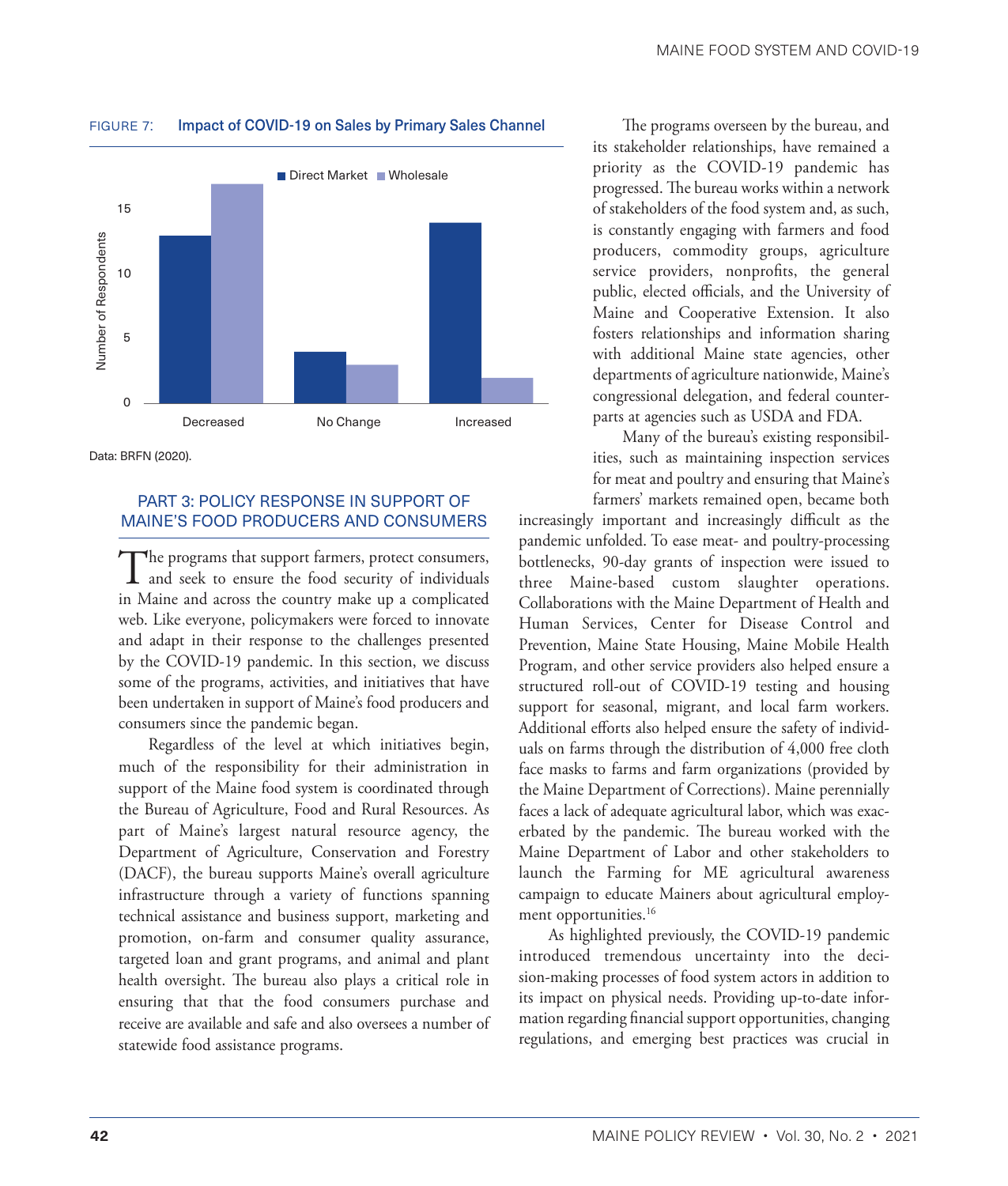FIGURE 7: **Impact of COVID-19 on Sales by Primary Sales Channel**

Data: BRFN (2020).

## PART 3: POLICY RESPONSE IN SUPPORT OF MAINE'S FOOD PRODUCERS AND CONSUMERS

The programs that support farmers, protect consumers, and seek to ensure the food security of individuals in Maine and across the country make up a complicated web. Like everyone, policymakers were forced to innovate and adapt in their response to the challenges presented by the COVID-19 pandemic. In this section, we discuss some of the programs, activities, and initiatives that have been undertaken in support of Maine's food producers and consumers since the pandemic began.

Regardless of the level at which initiatives begin, much of the responsibility for their administration in support of the Maine food system is coordinated through the Bureau of Agriculture, Food and Rural Resources. As part of Maine's largest natural resource agency, the Department of Agriculture, Conservation and Forestry (DACF), the bureau supports Maine's overall agriculture infrastructure through a variety of functions spanning technical assistance and business support, marketing and promotion, on-farm and consumer quality assurance, targeted loan and grant programs, and animal and plant health oversight. The bureau also plays a critical role in ensuring that that the food consumers purchase and receive are available and safe and also oversees a number of statewide food assistance programs.

The programs overseen by the bureau, and its stakeholder relationships, have remained a priority as the COVID-19 pandemic has progressed. The bureau works within a network of stakeholders of the food system and, as such, is constantly engaging with farmers and food producers, commodity groups, agriculture service providers, nonprofits, the general public, elected officials, and the University of Maine and Cooperative Extension. It also fosters relationships and information sharing with additional Maine state agencies, other departments of agriculture nationwide, Maine's congressional delegation, and federal counterparts at agencies such as USDA and FDA.

Many of the bureau's existing responsibilities, such as maintaining inspection services for meat and poultry and ensuring that Maine's farmers' markets remained open, became both increasingly important and increasingly difficult as the pandemic unfolded. To ease meat- and poultry-processing bottlenecks, 90-day grants of inspection were issued to three Maine-based custom slaughter operations. Collaborations with the Maine Department of Health and Human Services, Center for Disease Control and Prevention, Maine State Housing, Maine Mobile Health Program, and other service providers also helped ensure a structured roll-out of COVID-19 testing and housing support for seasonal, migrant, and local farm workers. Additional efforts also helped ensure the safety of individuals on farms through the distribution of 4,000 free cloth face masks to farms and farm organizations (provided by the Maine Department of Corrections). Maine perennially faces a lack of adequate agricultural labor, which was exacerbated by the pandemic. The bureau worked with the Maine Department of Labor and other stakeholders to launch the Farming for ME agricultural awareness campaign to educate Mainers about agricultural employment opportunities.[16]

As highlighted previously, the COVID-19 pandemic introduced tremendous uncertainty into the decision-making processes of food system actors in addition to its impact on physical needs. Providing up-to-date information regarding financial support opportunities, changing regulations, and emerging best practices was crucial in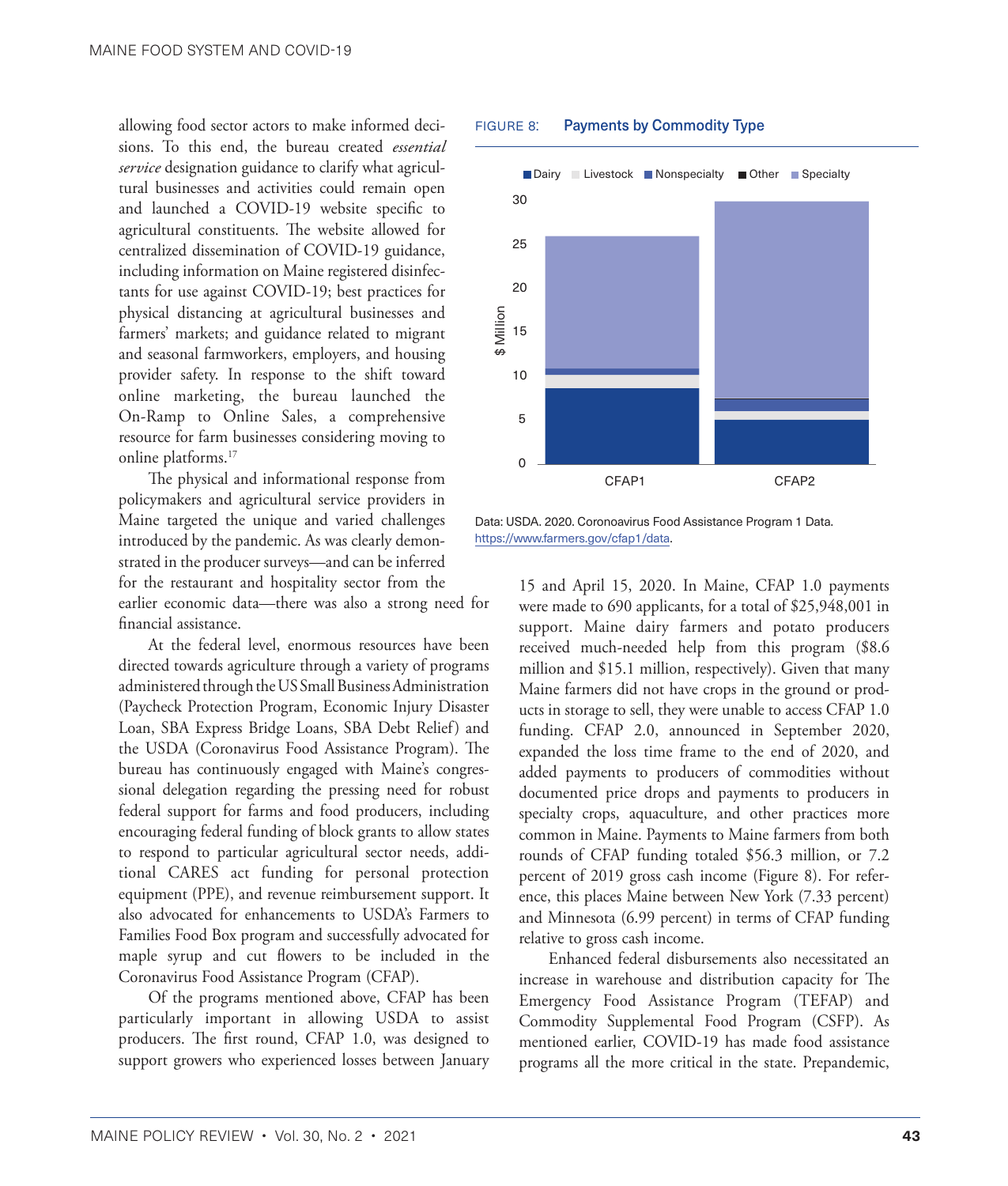allowing food sector actors to make informed decisions. To this end, the bureau created *essential service* designation guidance to clarify what agricultural businesses and activities could remain open and launched a COVID-19 website specific to agricultural constituents. The website allowed for centralized dissemination of COVID-19 guidance, including information on Maine registered disinfectants for use against COVID-19; best practices for physical distancing at agricultural businesses and farmers' markets; and guidance related to migrant and seasonal farmworkers, employers, and housing provider safety. In response to the shift toward online marketing, the bureau launched the On-Ramp to Online Sales, a comprehensive resource for farm businesses considering moving to online platforms.[17]

The physical and informational response from policymakers and agricultural service providers in Maine targeted the unique and varied challenges introduced by the pandemic. As was clearly demonstrated in the producer surveys—and can be inferred for the restaurant and hospitality sector from the earlier economic data—there was also a strong need for financial assistance.

At the federal level, enormous resources have been directed towards agriculture through a variety of programs administered through the US Small Business Administration (Paycheck Protection Program, Economic Injury Disaster Loan, SBA Express Bridge Loans, SBA Debt Relief) and the USDA (Coronavirus Food Assistance Program). The bureau has continuously engaged with Maine's congressional delegation regarding the pressing need for robust federal support for farms and food producers, including encouraging federal funding of block grants to allow states to respond to particular agricultural sector needs, additional CARES act funding for personal protection equipment (PPE), and revenue reimbursement support. It also advocated for enhancements to USDA's Farmers to Families Food Box program and successfully advocated for maple syrup and cut flowers to be included in the Coronavirus Food Assistance Program (CFAP).

Of the programs mentioned above, CFAP has been particularly important in allowing USDA to assist producers. The first round, CFAP 1.0, was designed to support growers who experienced losses between January 15 and April 15, 2020. In Maine, CFAP 1.0 payments were made to 690 applicants, for a total of $25,948,001 in support. Maine dairy farmers and potato producers received much-needed help from this program ($8.6 million and $15.1 million, respectively). Given that many Maine farmers did not have crops in the ground or products in storage to sell, they were unable to access CFAP 1.0 funding. CFAP 2.0, announced in September 2020, expanded the loss time frame to the end of 2020, and added payments to producers of commodities without documented price drops and payments to producers in specialty crops, aquaculture, and other practices more common in Maine. Payments to Maine farmers from both rounds of CFAP funding totaled $56.3 million, or 7.2 percent of 2019 gross cash income (Figure 8). For reference, this places Maine between New York (7.33 percent) and Minnesota (6.99 percent) in terms of CFAP funding relative to gross cash income.

Enhanced federal disbursements also necessitated an increase in warehouse and distribution capacity for The Emergency Food Assistance Program (TEFAP) and Commodity Supplemental Food Program (CSFP). As mentioned earlier, COVID-19 has made food assistance programs all the more critical in the state. Prepandemic,

FIGURE 8: Payments by Commodity Type

Data: USDA. 2020. Coronavirus Food Assistance Program 1 Data. https://www.farmers.gov/cfap1/data.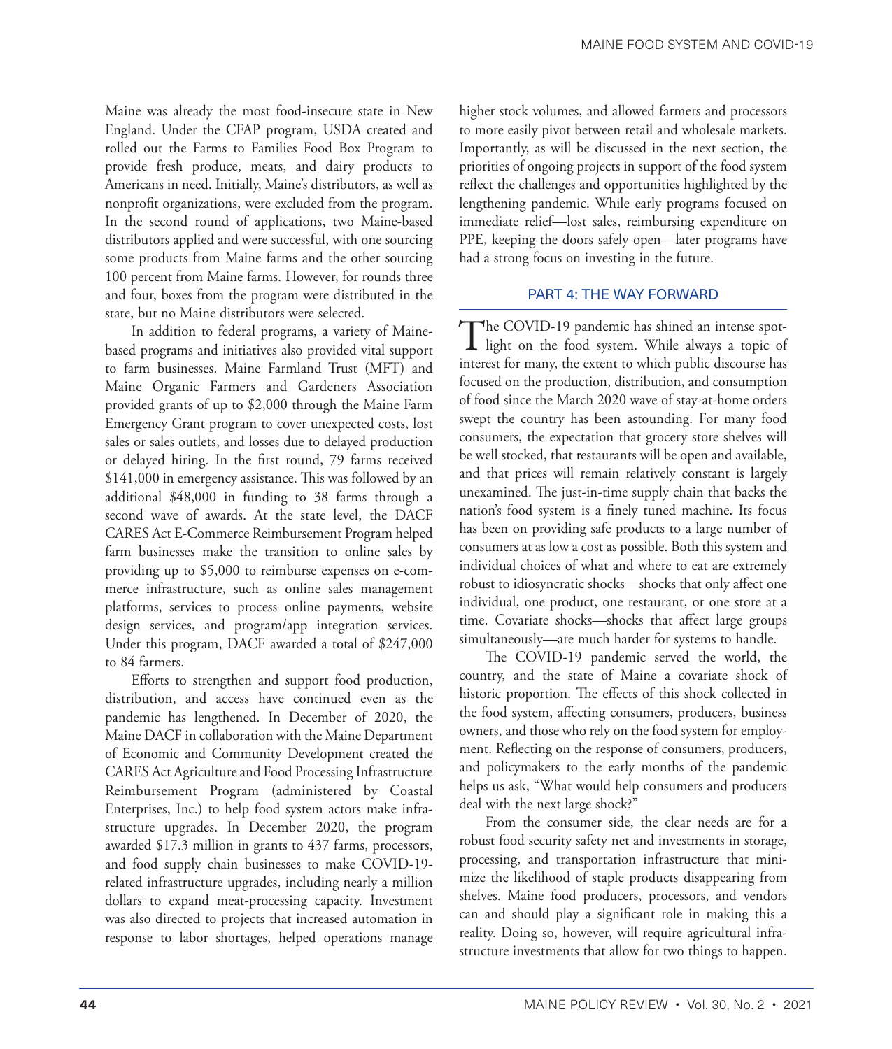Maine was already the most food-insecure state in New England. Under the CFAP program, USDA created and rolled out the Farms to Families Food Box Program to provide fresh produce, meats, and dairy products to Americans in need. Initially, Maine's distributors, as well as nonprofit organizations, were excluded from the program. In the second round of applications, two Maine-based distributors applied and were successful, with one sourcing some products from Maine farms and the other sourcing 100 percent from Maine farms. However, for rounds three and four, boxes from the program were distributed in the state, but no Maine distributors were selected.

In addition to federal programs, a variety of Maine-based programs and initiatives also provided vital support to farm businesses. Maine Farmland Trust (MFT) and Maine Organic Farmers and Gardeners Association provided grants of up to $2,000 through the Maine Farm Emergency Grant program to cover unexpected costs, lost sales or sales outlets, and losses due to delayed production or delayed hiring. In the first round, 79 farms received $141,000 in emergency assistance. This was followed by an additional $48,000 in funding to 38 farms through a second wave of awards. At the state level, the DACF CARES Act E-Commerce Reimbursement Program helped farm businesses make the transition to online sales by providing up to $5,000 to reimburse expenses on e-commerce infrastructure, such as online sales management platforms, services to process online payments, website design services, and program/app integration services. Under this program, DACF awarded a total of $247,000 to 84 farmers.

Efforts to strengthen and support food production, distribution, and access have continued even as the pandemic has lengthened. In December of 2020, the Maine DACF in collaboration with the Maine Department of Economic and Community Development created the CARES Act Agriculture and Food Processing Infrastructure Reimbursement Program (administered by Coastal Enterprises, Inc.) to help food system actors make infrastructure upgrades. In December 2020, the program awarded $17.3 million in grants to 437 farms, processors, and food supply chain businesses to make COVID-19-related infrastructure upgrades, including nearly a million dollars to expand meat-processing capacity. Investment was also directed to projects that increased automation in response to labor shortages, helped operations manage higher stock volumes, and allowed farmers and processors to more easily pivot between retail and wholesale markets. Importantly, as will be discussed in the next section, the priorities of ongoing projects in support of the food system reflect the challenges and opportunities highlighted by the lengthening pandemic. While early programs focused on immediate relief—lost sales, reimbursing expenditure on PPE, keeping the doors safely open—later programs have had a strong focus on investing in the future.

## PART 4: THE WAY FORWARD

The COVID-19 pandemic has shined an intense spotlight on the food system. While always a topic of interest for many, the extent to which public discourse has focused on the production, distribution, and consumption of food since the March 2020 wave of stay-at-home orders swept the country has been astounding. For many food consumers, the expectation that grocery store shelves will be well stocked, that restaurants will be open and available, and that prices will remain relatively constant is largely unexamined. The just-in-time supply chain that backs the nation's food system is a finely tuned machine. Its focus has been on providing safe products to a large number of consumers at as low a cost as possible. Both this system and individual choices of what and where to eat are extremely robust to idiosyncratic shocks—shocks that only affect one individual, one product, one restaurant, or one store at a time. Covariate shocks—shocks that affect large groups simultaneously—are much harder for systems to handle.

The COVID-19 pandemic served the world, the country, and the state of Maine a covariate shock of historic proportion. The effects of this shock collected in the food system, affecting consumers, producers, business owners, and those who rely on the food system for employment. Reflecting on the response of consumers, producers, and policymakers to the early months of the pandemic helps us ask, "What would help consumers and producers deal with the next large shock?"

From the consumer side, the clear needs are for a robust food security safety net and investments in storage, processing, and transportation infrastructure that minimize the likelihood of staple products disappearing from shelves. Maine food producers, processors, and vendors can and should play a significant role in making this a reality. Doing so, however, will require agricultural infrastructure investments that allow for two things to happen.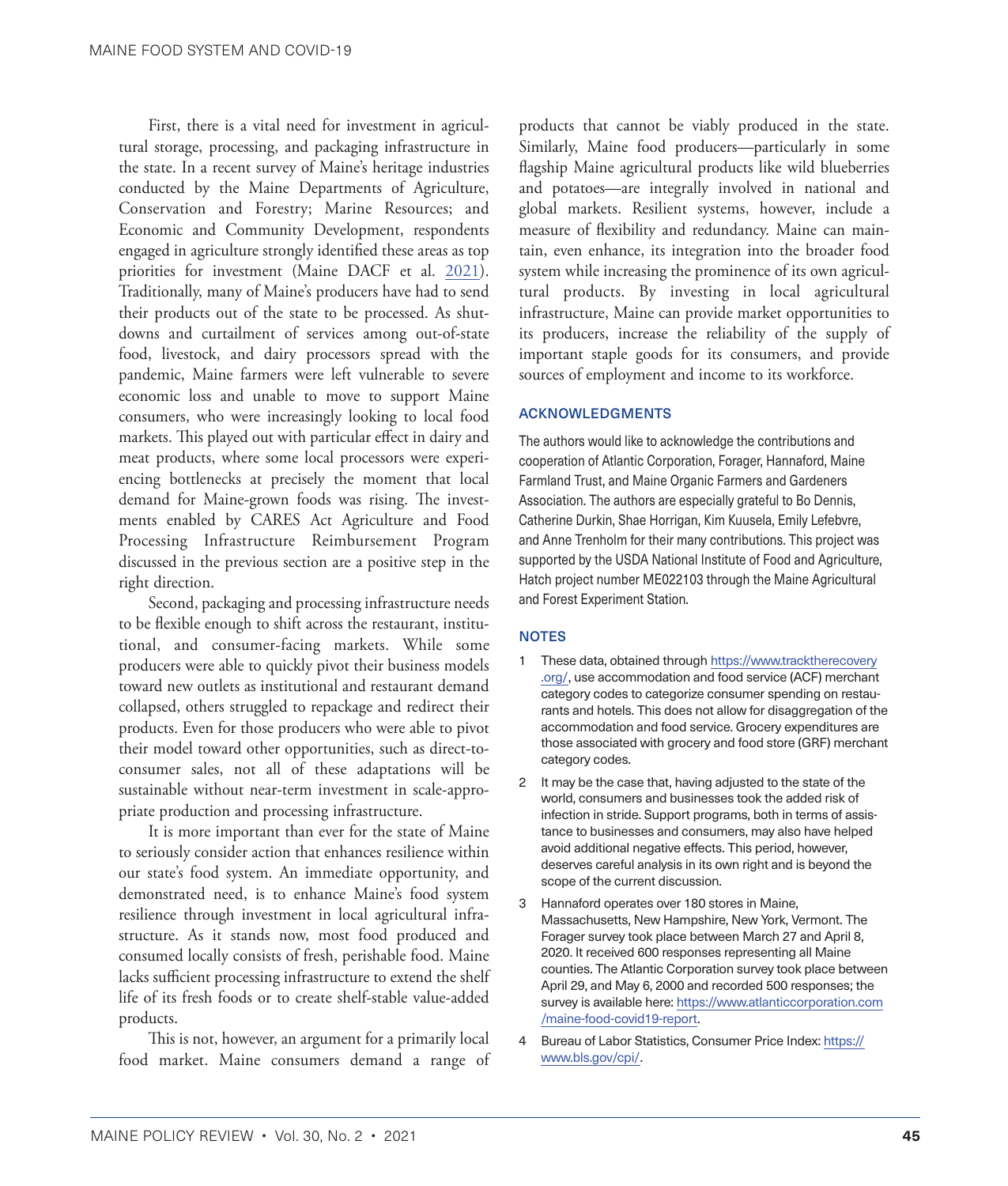First, there is a vital need for investment in agricultural storage, processing, and packaging infrastructure in the state. In a recent survey of Maine's heritage industries conducted by the Maine Departments of Agriculture, Conservation and Forestry; Marine Resources; and Economic and Community Development, respondents engaged in agriculture strongly identified these areas as top priorities for investment (Maine DACF et al. 2021). Traditionally, many of Maine's producers have had to send their products out of the state to be processed. As shutdowns and curtailment of services among out-of-state food, livestock, and dairy processors spread with the pandemic, Maine farmers were left vulnerable to severe economic loss and unable to move to support Maine consumers, who were increasingly looking to local food markets. This played out with particular effect in dairy and meat products, where some local processors were experiencing bottlenecks at precisely the moment that local demand for Maine-grown foods was rising. The investments enabled by CARES Act Agriculture and Food Processing Infrastructure Reimbursement Program discussed in the previous section are a positive step in the right direction.

Second, packaging and processing infrastructure needs to be flexible enough to shift across the restaurant, institutional, and consumer-facing markets. While some producers were able to quickly pivot their business models toward new outlets as institutional and restaurant demand collapsed, others struggled to repackage and redirect their products. Even for those producers who were able to pivot their model toward other opportunities, such as direct-to-consumer sales, not all of these adaptations will be sustainable without near-term investment in scale-appropriate production and processing infrastructure.

It is more important than ever for the state of Maine to seriously consider action that enhances resilience within our state's food system. An immediate opportunity, and demonstrated need, is to enhance Maine's food system resilience through investment in local agricultural infrastructure. As it stands now, most food produced and consumed locally consists of fresh, perishable food. Maine lacks sufficient processing infrastructure to extend the shelf life of its fresh foods or to create shelf-stable value-added products.

This is not, however, an argument for a primarily local food market. Maine consumers demand a range of products that cannot be viably produced in the state. Similarly, Maine food producers—particularly in some flagship Maine agricultural products like wild blueberries and potatoes—are integrally involved in national and global markets. Resilient systems, however, include a measure of flexibility and redundancy. Maine can maintain, even enhance, its integration into the broader food system while increasing the prominence of its own agricultural products. By investing in local agricultural infrastructure, Maine can provide market opportunities to its producers, increase the reliability of the supply of important staple goods for its consumers, and provide sources of employment and income to its workforce.

## ACKNOWLEDGMENTS

The authors would like to acknowledge the contributions and cooperation of Atlantic Corporation, Forager, Hannaford, Maine Farmland Trust, and Maine Organic Farmers and Gardeners Association. The authors are especially grateful to Bo Dennis, Catherine Durkin, Shae Horrigan, Kim Kuusela, Emily Lefebvre, and Anne Trenholm for their many contributions. This project was supported by the USDA National Institute of Food and Agriculture, Hatch project number ME022103 through the Maine Agricultural and Forest Experiment Station.

## NOTES

1. These data, obtained through https://www.tracktherecovery.org/, use accommodation and food service (ACF) merchant category codes to categorize consumer spending on restaurants and hotels. This does not allow for disaggregation of the accommodation and food service. Grocery expenditures are those associated with grocery and food store (GRF) merchant category codes.
2. It may be the case that, having adjusted to the state of the world, consumers and businesses took the added risk of infection in stride. Support programs, both in terms of assistance to businesses and consumers, may also have helped avoid additional negative effects. This period, however, deserves careful analysis in its own right and is beyond the scope of the current discussion.
3. Hannaford operates over 180 stores in Maine, Massachusetts, New Hampshire, New York, Vermont. The Forager survey took place between March 27 and April 8, 2020. It received 600 responses representing all Maine counties. The Atlantic Corporation survey took place between April 29, and May 6, 2000 and recorded 500 responses; the survey is available here: https://www.atlanticcorporation.com/maine-food-covid19-report.
4. Bureau of Labor Statistics, Consumer Price Index: https://www.bls.gov/cpi/.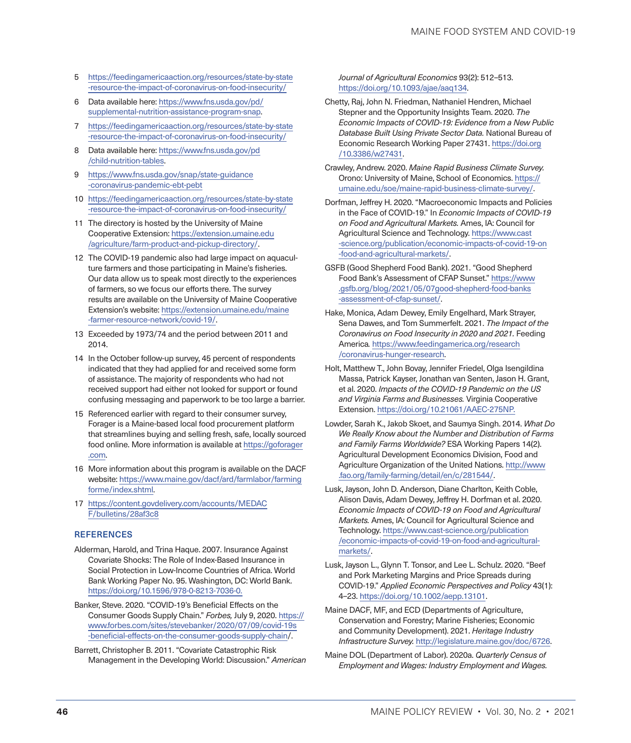5 https://feedingamericaaction.org/resources/state-by-state-resource-the-impact-of-coronavirus-on-food-insecurity/

6 Data available here: https://www.fns.usda.gov/pd/supplemental-nutrition-assistance-program-snap.

7 https://feedingamericaaction.org/resources/state-by-state-resource-the-impact-of-coronavirus-on-food-insecurity/

8 Data available here: https://www.fns.usda.gov/pd/child-nutrition-tables.

9 https://www.fns.usda.gov/snap/state-guidance-coronavirus-pandemic-ebt-pebt

10 https://feedingamericaaction.org/resources/state-by-state-resource-the-impact-of-coronavirus-on-food-insecurity/

11 The directory is hosted by the University of Maine Cooperative Extension: https://extension.umaine.edu/agriculture/farm-product-and-pickup-directory/.

12 The COVID-19 pandemic also had large impact on aquaculture farmers and those participating in Maine's fisheries. Our data allow us to speak most directly to the experiences of farmers, so we focus our efforts there. The survey results are available on the University of Maine Cooperative Extension's website: https://extension.umaine.edu/maine-farmer-resource-network/covid-19/.

13 Exceeded by 1973/74 and the period between 2011 and 2014.

14 In the October follow-up survey, 45 percent of respondents indicated that they had applied for and received some form of assistance. The majority of respondents who had not received support had either not looked for support or found confusing messaging and paperwork to be too large a barrier.

15 Referenced earlier with regard to their consumer survey, Forager is a Maine-based local food procurement platform that streamlines buying and selling fresh, safe, locally sourced food online. More information is available at https://goforager.com.

16 More information about this program is available on the DACF website: https://www.maine.gov/dacf/ard/farmlabor/farmingforme/index.shtml.

17 https://content.govdelivery.com/accounts/MEDACF/bulletins/28af3c8

## REFERENCES

Alderman, Harold, and Trina Haque. 2007. Insurance Against Covariate Shocks: The Role of Index-Based Insurance in Social Protection in Low-Income Countries of Africa. World Bank Working Paper No. 95. Washington, DC: World Bank. https://doi.org/10.1596/978-0-8213-7036-0.

Banker, Steve. 2020. "COVID-19's Beneficial Effects on the Consumer Goods Supply Chain." *Forbes,* July 9, 2020. https://www.forbes.com/sites/stevebanker/2020/07/09/covid-19s-beneficial-effects-on-the-consumer-goods-supply-chain/.

Barrett, Christopher B. 2011. "Covariate Catastrophic Risk Management in the Developing World: Discussion." *American Journal of Agricultural Economics* 93(2): 512–513. https://doi.org/10.1093/ajae/aaq134.

Chetty, Raj, John N. Friedman, Nathaniel Hendren, Michael Stepner and the Opportunity Insights Team. 2020. *The Economic Impacts of COVID-19: Evidence from a New Public Database Built Using Private Sector Data.* National Bureau of Economic Research Working Paper 27431. https://doi.org/10.3386/w27431.

Crawley, Andrew. 2020. *Maine Rapid Business Climate Survey.* Orono: University of Maine, School of Economics. https://umaine.edu/soe/maine-rapid-business-climate-survey/.

Dorfman, Jeffrey H. 2020. "Macroeconomic Impacts and Policies in the Face of COVID-19." In *Economic Impacts of COVID-19 on Food and Agricultural Markets.* Ames, IA: Council for Agricultural Science and Technology. https://www.cast-science.org/publication/economic-impacts-of-covid-19-on-food-and-agricultural-markets/.

GSFB (Good Shepherd Food Bank). 2021. "Good Shepherd Food Bank's Assessment of CFAP Sunset." https://www.gsfb.org/blog/2021/05/07good-shepherd-food-banks-assessment-of-cfap-sunset/.

Hake, Monica, Adam Dewey, Emily Engelhard, Mark Strayer, Sena Dawes, and Tom Summerfelt. 2021. *The Impact of the Coronavirus on Food Insecurity in 2020 and 2021.* Feeding America. https://www.feedingamerica.org/research/coronavirus-hunger-research.

Holt, Matthew T., John Bovay, Jennifer Friedel, Olga Isengildina Massa, Patrick Kayser, Jonathan van Senten, Jason H. Grant, et al. 2020. *Impacts of the COVID-19 Pandemic on the US and Virginia Farms and Businesses.* Virginia Cooperative Extension. https://doi.org/10.21061/AAEC-275NP.

Lowder, Sarah K., Jakob Skoet, and Saumya Singh. 2014. *What Do We Really Know about the Number and Distribution of Farms and Family Farms Worldwide?* ESA Working Papers 14(2). Agricultural Development Economics Division, Food and Agriculture Organization of the United Nations. http://www.fao.org/family-farming/detail/en/c/281544/.

Lusk, Jayson, John D. Anderson, Diane Charlton, Keith Coble, Alison Davis, Adam Dewey, Jeffrey H. Dorfman et al. 2020. *Economic Impacts of COVID-19 on Food and Agricultural Markets.* Ames, IA: Council for Agricultural Science and Technology. https://www.cast-science.org/publication/economic-impacts-of-covid-19-on-food-and-agricultural-markets/.

Lusk, Jayson L., Glynn T. Tonsor, and Lee L. Schulz. 2020. "Beef and Pork Marketing Margins and Price Spreads during COVID-19." *Applied Economic Perspectives and Policy* 43(1): 4–23. https://doi.org/10.1002/aepp.13101.

Maine DACF, MF, and ECD (Departments of Agriculture, Conservation and Forestry; Marine Fisheries; Economic and Community Development). 2021. *Heritage Industry Infrastructure Survey.* http://legislature.maine.gov/doc/6726.

Maine DOL (Department of Labor). 2020a. *Quarterly Census of Employment and Wages: Industry Employment and Wages.*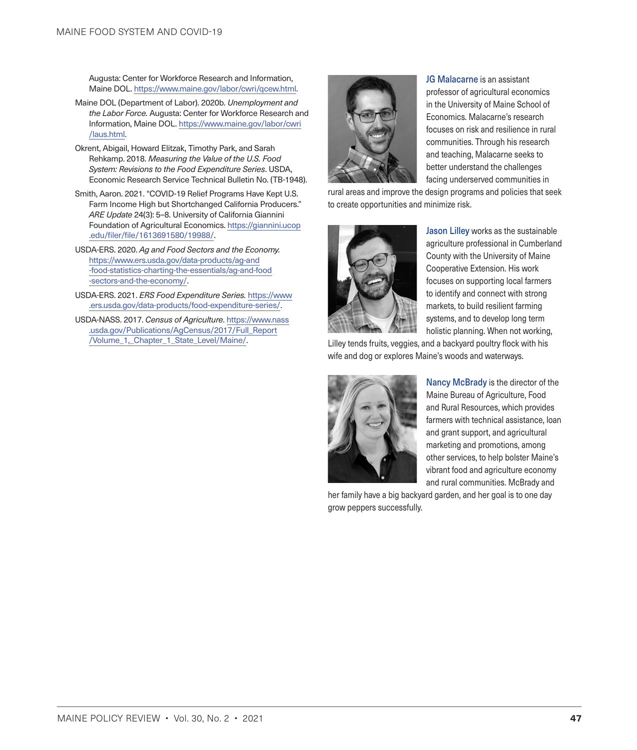Augusta: Center for Workforce Research and Information, Maine DOL. https://www.maine.gov/labor/cwri/qcew.html.

Maine DOL (Department of Labor). 2020b. *Unemployment and the Labor Force.* Augusta: Center for Workforce Research and Information, Maine DOL. https://www.maine.gov/labor/cwri/laus.html.

Okrent, Abigail, Howard Elitzak, Timothy Park, and Sarah Rehkamp. 2018. *Measuring the Value of the U.S. Food System: Revisions to the Food Expenditure Series.* USDA, Economic Research Service Technical Bulletin No. (TB-1948).

Smith, Aaron. 2021. "COVID-19 Relief Programs Have Kept U.S. Farm Income High but Shortchanged California Producers." *ARE Update* 24(3): 5–8. University of California Giannini Foundation of Agricultural Economics. https://giannini.ucop.edu/filer/file/1613691580/19988/.

USDA-ERS. 2020. *Ag and Food Sectors and the Economy.* https://www.ers.usda.gov/data-products/ag-and-food-statistics-charting-the-essentials/ag-and-food-sectors-and-the-economy/.

USDA-ERS. 2021. *ERS Food Expenditure Series.* https://www.ers.usda.gov/data-products/food-expenditure-series/.

USDA-NASS. 2017. *Census of Agriculture.* https://www.nass.usda.gov/Publications/AgCensus/2017/Full_Report/Volume_1,_Chapter_1_State_Level/Maine/.

**JG Malacarne** is an assistant professor of agricultural economics in the University of Maine School of Economics. Malacarne's research focuses on risk and resilience in rural communities. Through his research and teaching, Malacarne seeks to better understand the challenges facing underserved communities in rural areas and improve the design programs and policies that seek to create opportunities and minimize risk.

**Jason Lilley** works as the sustainable agriculture professional in Cumberland County with the University of Maine Cooperative Extension. His work focuses on supporting local farmers to identify and connect with strong markets, to build resilient farming systems, and to develop long term holistic planning. When not working, Lilley tends fruits, veggies, and a backyard poultry flock with his wife and dog or explores Maine's woods and waterways.

**Nancy McBrady** is the director of the Maine Bureau of Agriculture, Food and Rural Resources, which provides farmers with technical assistance, loan and grant support, and agricultural marketing and promotions, among other services, to help bolster Maine's vibrant food and agriculture economy and rural communities. McBrady and her family have a big backyard garden, and her goal is to one day grow peppers successfully.